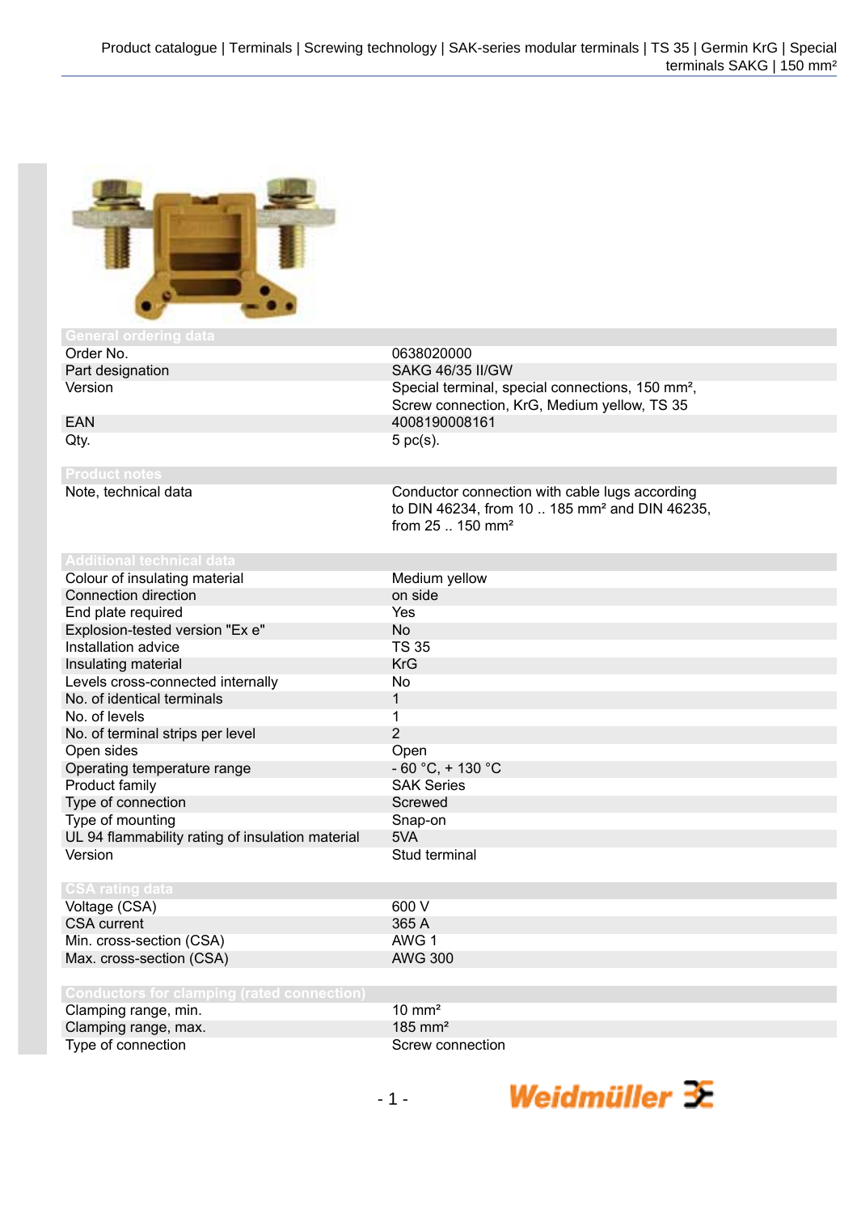## General ordering data

| | |
|---|---|
| Order No. | 0638020000 |
| Part designation | SAKG 46/35 II/GW |
| Version | Special terminal, special connections, 150 mm², Screw connection, KrG, Medium yellow, TS 35 |
| EAN | 4008190008161 |
| Qty. | 5 pc(s). |

## Product notes

| | |
|---|---|
| Note, technical data | Conductor connection with cable lugs according to DIN 46234, from 10 .. 185 mm² and DIN 46235, from 25 .. 150 mm² |

## Additional technical data

| | |
|---|---|
| Colour of insulating material | Medium yellow |
| Connection direction | on side |
| End plate required | Yes |
| Explosion-tested version "Ex e" | No |
| Installation advice | TS 35 |
| Insulating material | KrG |
| Levels cross-connected internally | No |
| No. of identical terminals | 1 |
| No. of levels | 1 |
| No. of terminal strips per level | 2 |
| Open sides | Open |
| Operating temperature range | - 60 °C, + 130 °C |
| Product family | SAK Series |
| Type of connection | Screwed |
| Type of mounting | Snap-on |
| UL 94 flammability rating of insulation material | 5VA |
| Version | Stud terminal |

## CSA rating data

| | |
|---|---|
| Voltage (CSA) | 600 V |
| CSA current | 365 A |
| Min. cross-section (CSA) | AWG 1 |
| Max. cross-section (CSA) | AWG 300 |

## Conductors for clamping (rated connection)

| | |
|---|---|
| Clamping range, min. | 10 mm² |
| Clamping range, max. | 185 mm² |
| Type of connection | Screw connection |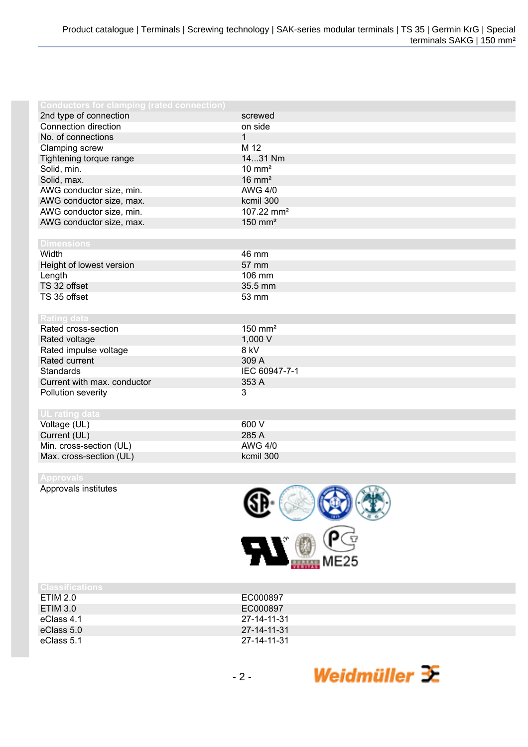| Conductors for clamping (rated connection) | |
|---|---|
| 2nd type of connection | screwed |
| Connection direction | on side |
| No. of connections | 1 |
| Clamping screw | M 12 |
| Tightening torque range | 14...31 Nm |
| Solid, min. | 10 mm² |
| Solid, max. | 16 mm² |
| AWG conductor size, min. | AWG 4/0 |
| AWG conductor size, max. | kcmil 300 |
| AWG conductor size, min. | 107.22 mm² |
| AWG conductor size, max. | 150 mm² |

| Dimensions | |
|---|---|
| Width | 46 mm |
| Height of lowest version | 57 mm |
| Length | 106 mm |
| TS 32 offset | 35.5 mm |
| TS 35 offset | 53 mm |

| Rating data | |
|---|---|
| Rated cross-section | 150 mm² |
| Rated voltage | 1,000 V |
| Rated impulse voltage | 8 kV |
| Rated current | 309 A |
| Standards | IEC 60947-7-1 |
| Current with max. conductor | 353 A |
| Pollution severity | 3 |

| UL rating data | |
|---|---|
| Voltage (UL) | 600 V |
| Current (UL) | 285 A |
| Min. cross-section (UL) | AWG 4/0 |
| Max. cross-section (UL) | kcmil 300 |

| Approvals | |
|---|---|
| Approvals institutes | ME25 |

| Classifications | |
|---|---|
| ETIM 2.0 | EC000897 |
| ETIM 3.0 | EC000897 |
| eClass 4.1 | 27-14-11-31 |
| eClass 5.0 | 27-14-11-31 |
| eClass 5.1 | 27-14-11-31 |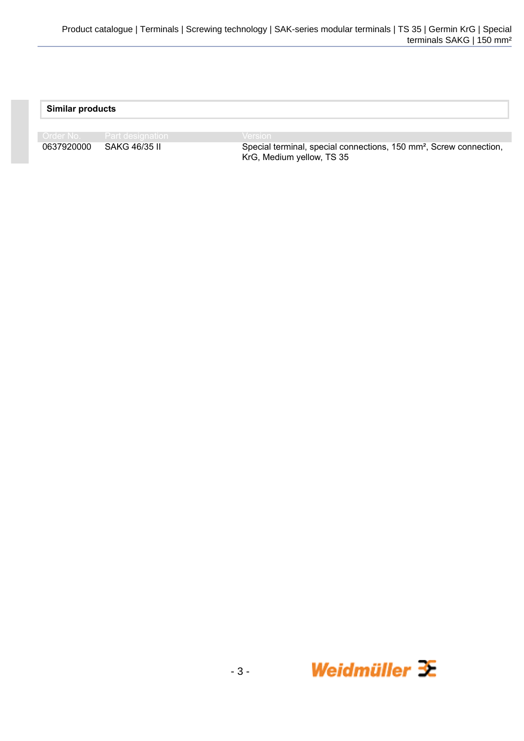## Similar products

| Order No. | Part designation | Version |
| --- | --- | --- |
| 0637920000 | SAKG 46/35 II | Special terminal, special connections, 150 mm², Screw connection, KrG, Medium yellow, TS 35 |